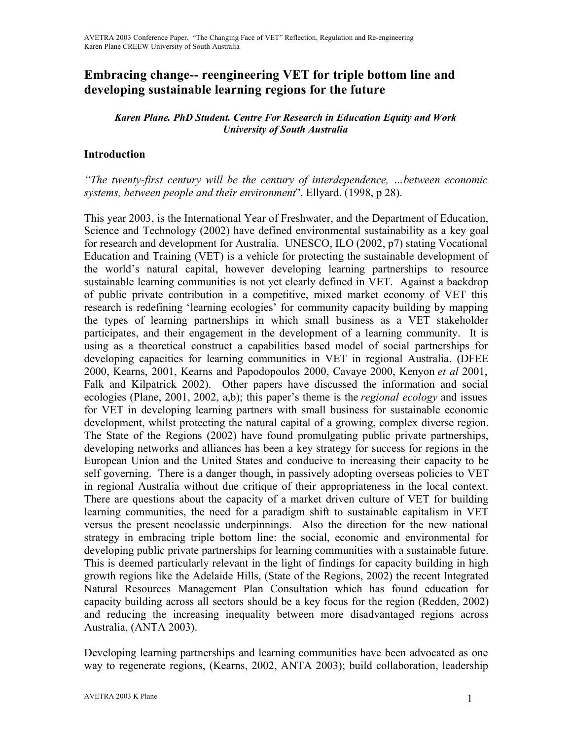# Embracing change-- reengineering VET for triple bottom line and developing sustainable learning regions for the future

***Karen Plane. PhD Student. Centre For Research in Education Equity and Work University of South Australia***

## Introduction

*"The twenty-first century will be the century of interdependence, …between economic systems, between people and their environment*". Ellyard. (1998, p 28).

This year 2003, is the International Year of Freshwater, and the Department of Education, Science and Technology (2002) have defined environmental sustainability as a key goal for research and development for Australia. UNESCO, ILO (2002, p7) stating Vocational Education and Training (VET) is a vehicle for protecting the sustainable development of the world's natural capital, however developing learning partnerships to resource sustainable learning communities is not yet clearly defined in VET. Against a backdrop of public private contribution in a competitive, mixed market economy of VET this research is redefining 'learning ecologies' for community capacity building by mapping the types of learning partnerships in which small business as a VET stakeholder participates, and their engagement in the development of a learning community. It is using as a theoretical construct a capabilities based model of social partnerships for developing capacities for learning communities in VET in regional Australia. (DFEE 2000, Kearns, 2001, Kearns and Papodopoulos 2000, Cavaye 2000, Kenyon *et al* 2001, Falk and Kilpatrick 2002). Other papers have discussed the information and social ecologies (Plane, 2001, 2002, a,b); this paper's theme is the *regional ecology* and issues for VET in developing learning partners with small business for sustainable economic development, whilst protecting the natural capital of a growing, complex diverse region. The State of the Regions (2002) have found promulgating public private partnerships, developing networks and alliances has been a key strategy for success for regions in the European Union and the United States and conducive to increasing their capacity to be self governing. There is a danger though, in passively adopting overseas policies to VET in regional Australia without due critique of their appropriateness in the local context. There are questions about the capacity of a market driven culture of VET for building learning communities, the need for a paradigm shift to sustainable capitalism in VET versus the present neoclassic underpinnings. Also the direction for the new national strategy in embracing triple bottom line: the social, economic and environmental for developing public private partnerships for learning communities with a sustainable future. This is deemed particularly relevant in the light of findings for capacity building in high growth regions like the Adelaide Hills, (State of the Regions, 2002) the recent Integrated Natural Resources Management Plan Consultation which has found education for capacity building across all sectors should be a key focus for the region (Redden, 2002) and reducing the increasing inequality between more disadvantaged regions across Australia, (ANTA 2003).

Developing learning partnerships and learning communities have been advocated as one way to regenerate regions, (Kearns, 2002, ANTA 2003); build collaboration, leadership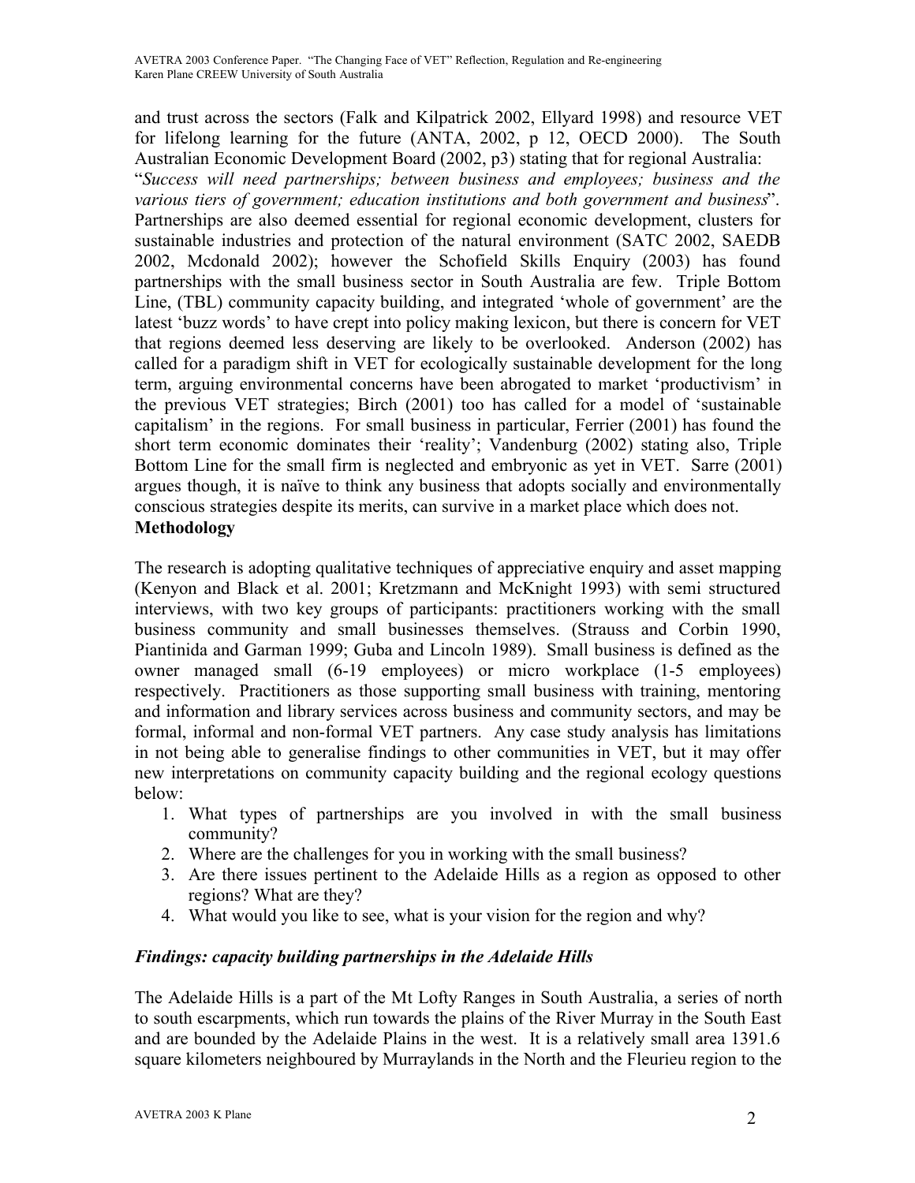and trust across the sectors (Falk and Kilpatrick 2002, Ellyard 1998) and resource VET for lifelong learning for the future (ANTA, 2002, p 12, OECD 2000). The South Australian Economic Development Board (2002, p3) stating that for regional Australia: "*Success will need partnerships; between business and employees; business and the various tiers of government; education institutions and both government and business*". Partnerships are also deemed essential for regional economic development, clusters for sustainable industries and protection of the natural environment (SATC 2002, SAEDB 2002, Mcdonald 2002); however the Schofield Skills Enquiry (2003) has found partnerships with the small business sector in South Australia are few. Triple Bottom Line, (TBL) community capacity building, and integrated 'whole of government' are the latest 'buzz words' to have crept into policy making lexicon, but there is concern for VET that regions deemed less deserving are likely to be overlooked. Anderson (2002) has called for a paradigm shift in VET for ecologically sustainable development for the long term, arguing environmental concerns have been abrogated to market 'productivism' in the previous VET strategies; Birch (2001) too has called for a model of 'sustainable capitalism' in the regions. For small business in particular, Ferrier (2001) has found the short term economic dominates their 'reality'; Vandenburg (2002) stating also, Triple Bottom Line for the small firm is neglected and embryonic as yet in VET. Sarre (2001) argues though, it is naïve to think any business that adopts socially and environmentally conscious strategies despite its merits, can survive in a market place which does not.

**Methodology**

The research is adopting qualitative techniques of appreciative enquiry and asset mapping (Kenyon and Black et al. 2001; Kretzmann and McKnight 1993) with semi structured interviews, with two key groups of participants: practitioners working with the small business community and small businesses themselves. (Strauss and Corbin 1990, Piantinida and Garman 1999; Guba and Lincoln 1989). Small business is defined as the owner managed small (6-19 employees) or micro workplace (1-5 employees) respectively. Practitioners as those supporting small business with training, mentoring and information and library services across business and community sectors, and may be formal, informal and non-formal VET partners. Any case study analysis has limitations in not being able to generalise findings to other communities in VET, but it may offer new interpretations on community capacity building and the regional ecology questions below:

1. What types of partnerships are you involved in with the small business community?
2. Where are the challenges for you in working with the small business?
3. Are there issues pertinent to the Adelaide Hills as a region as opposed to other regions? What are they?
4. What would you like to see, what is your vision for the region and why?

***Findings: capacity building partnerships in the Adelaide Hills***

The Adelaide Hills is a part of the Mt Lofty Ranges in South Australia, a series of north to south escarpments, which run towards the plains of the River Murray in the South East and are bounded by the Adelaide Plains in the west. It is a relatively small area 1391.6 square kilometers neighboured by Murraylands in the North and the Fleurieu region to the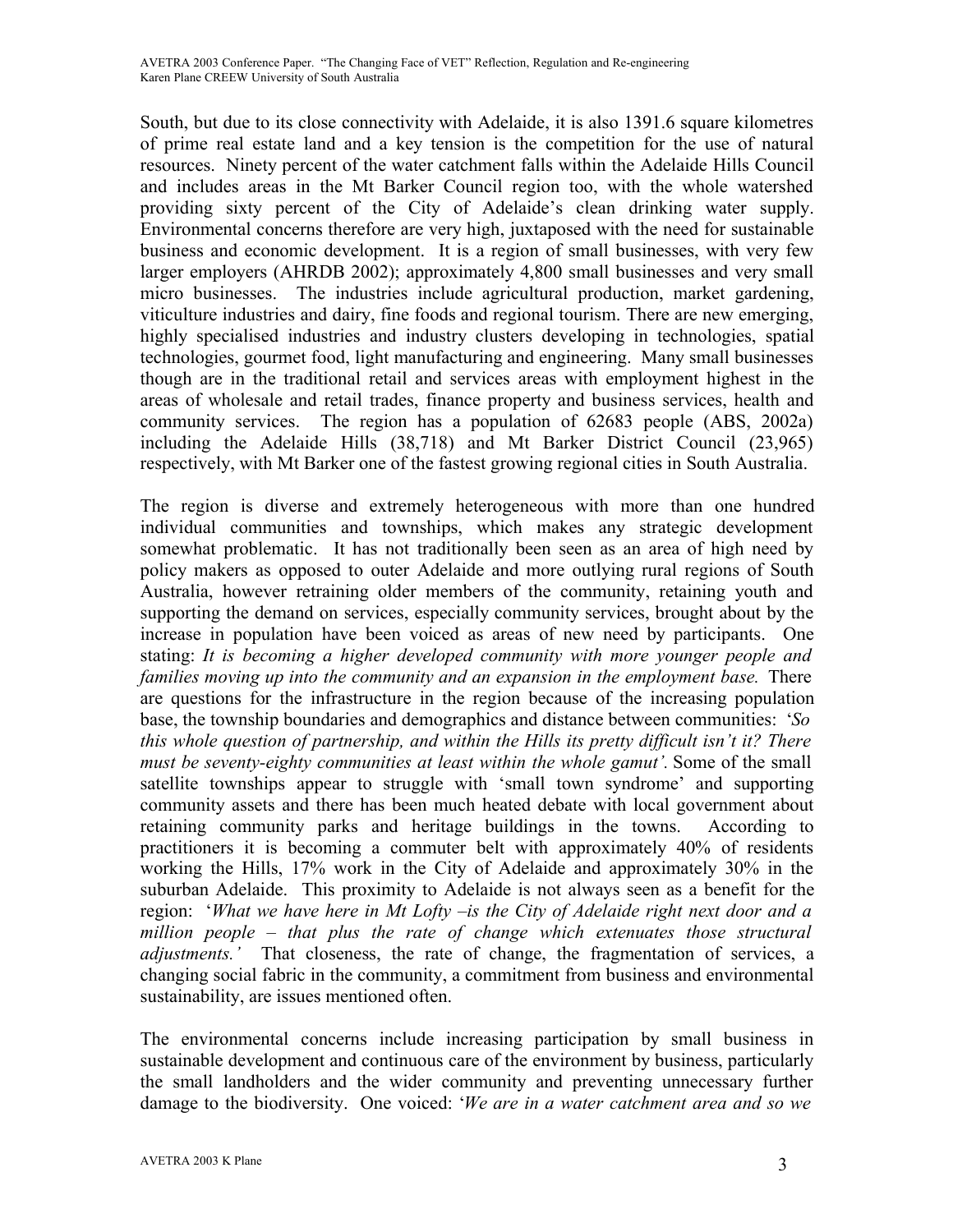South, but due to its close connectivity with Adelaide, it is also 1391.6 square kilometres of prime real estate land and a key tension is the competition for the use of natural resources. Ninety percent of the water catchment falls within the Adelaide Hills Council and includes areas in the Mt Barker Council region too, with the whole watershed providing sixty percent of the City of Adelaide's clean drinking water supply. Environmental concerns therefore are very high, juxtaposed with the need for sustainable business and economic development. It is a region of small businesses, with very few larger employers (AHRDB 2002); approximately 4,800 small businesses and very small micro businesses. The industries include agricultural production, market gardening, viticulture industries and dairy, fine foods and regional tourism. There are new emerging, highly specialised industries and industry clusters developing in technologies, spatial technologies, gourmet food, light manufacturing and engineering. Many small businesses though are in the traditional retail and services areas with employment highest in the areas of wholesale and retail trades, finance property and business services, health and community services. The region has a population of 62683 people (ABS, 2002a) including the Adelaide Hills (38,718) and Mt Barker District Council (23,965) respectively, with Mt Barker one of the fastest growing regional cities in South Australia.

The region is diverse and extremely heterogeneous with more than one hundred individual communities and townships, which makes any strategic development somewhat problematic. It has not traditionally been seen as an area of high need by policy makers as opposed to outer Adelaide and more outlying rural regions of South Australia, however retraining older members of the community, retaining youth and supporting the demand on services, especially community services, brought about by the increase in population have been voiced as areas of new need by participants. One stating: *It is becoming a higher developed community with more younger people and families moving up into the community and an expansion in the employment base.* There are questions for the infrastructure in the region because of the increasing population base, the township boundaries and demographics and distance between communities: '*So this whole question of partnership, and within the Hills its pretty difficult isn't it? There must be seventy-eighty communities at least within the whole gamut'.* Some of the small satellite townships appear to struggle with 'small town syndrome' and supporting community assets and there has been much heated debate with local government about retaining community parks and heritage buildings in the towns. According to practitioners it is becoming a commuter belt with approximately 40% of residents working the Hills, 17% work in the City of Adelaide and approximately 30% in the suburban Adelaide. This proximity to Adelaide is not always seen as a benefit for the region: '*What we have here in Mt Lofty –is the City of Adelaide right next door and a million people – that plus the rate of change which extenuates those structural adjustments.'* That closeness, the rate of change, the fragmentation of services, a changing social fabric in the community, a commitment from business and environmental sustainability, are issues mentioned often.

The environmental concerns include increasing participation by small business in sustainable development and continuous care of the environment by business, particularly the small landholders and the wider community and preventing unnecessary further damage to the biodiversity. One voiced: '*We are in a water catchment area and so we*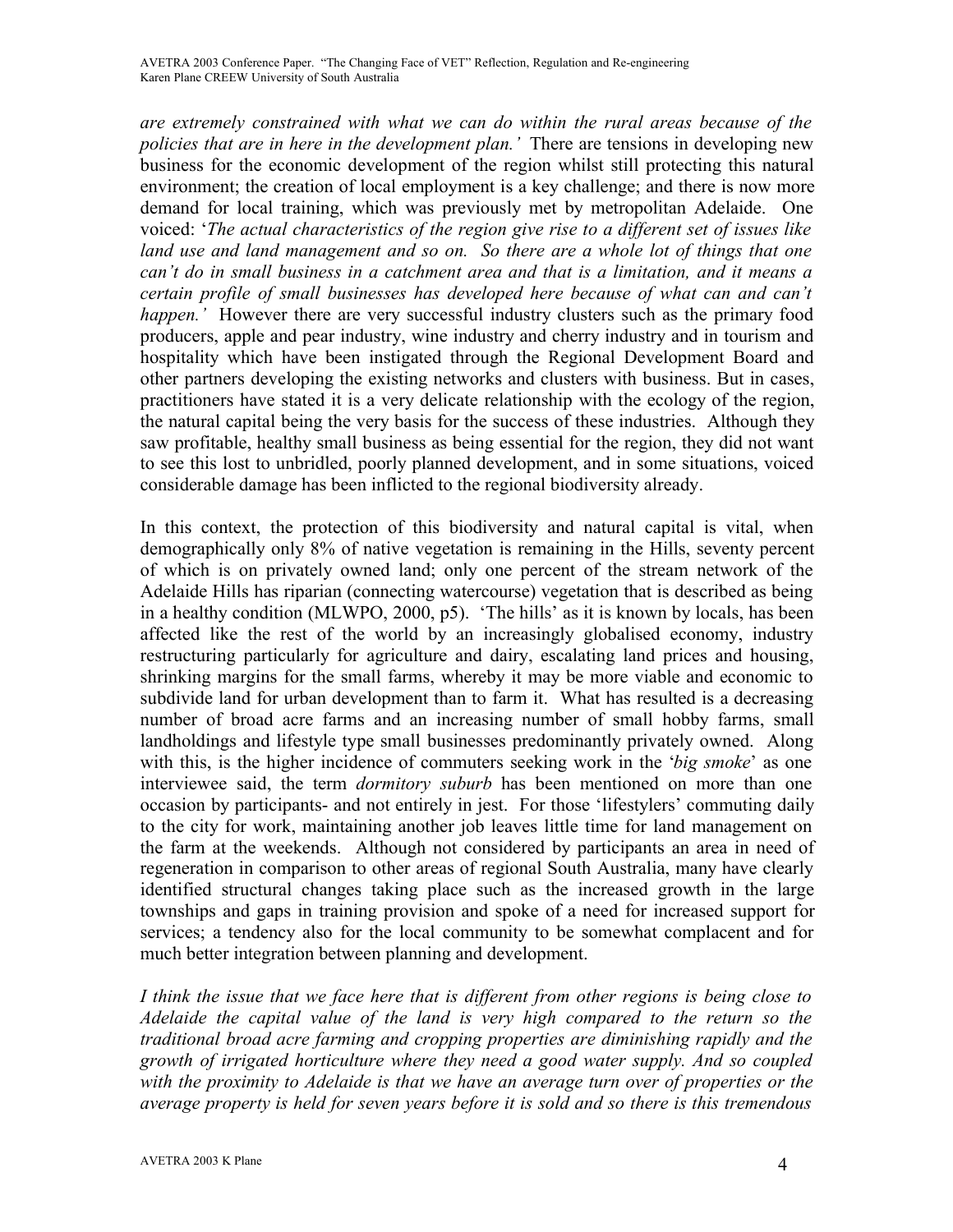*are extremely constrained with what we can do within the rural areas because of the policies that are in here in the development plan.'* There are tensions in developing new business for the economic development of the region whilst still protecting this natural environment; the creation of local employment is a key challenge; and there is now more demand for local training, which was previously met by metropolitan Adelaide. One voiced: '*The actual characteristics of the region give rise to a different set of issues like land use and land management and so on. So there are a whole lot of things that one can't do in small business in a catchment area and that is a limitation, and it means a certain profile of small businesses has developed here because of what can and can't happen.'* However there are very successful industry clusters such as the primary food producers, apple and pear industry, wine industry and cherry industry and in tourism and hospitality which have been instigated through the Regional Development Board and other partners developing the existing networks and clusters with business. But in cases, practitioners have stated it is a very delicate relationship with the ecology of the region, the natural capital being the very basis for the success of these industries. Although they saw profitable, healthy small business as being essential for the region, they did not want to see this lost to unbridled, poorly planned development, and in some situations, voiced considerable damage has been inflicted to the regional biodiversity already.

In this context, the protection of this biodiversity and natural capital is vital, when demographically only 8% of native vegetation is remaining in the Hills, seventy percent of which is on privately owned land; only one percent of the stream network of the Adelaide Hills has riparian (connecting watercourse) vegetation that is described as being in a healthy condition (MLWPO, 2000, p5). 'The hills' as it is known by locals, has been affected like the rest of the world by an increasingly globalised economy, industry restructuring particularly for agriculture and dairy, escalating land prices and housing, shrinking margins for the small farms, whereby it may be more viable and economic to subdivide land for urban development than to farm it. What has resulted is a decreasing number of broad acre farms and an increasing number of small hobby farms, small landholdings and lifestyle type small businesses predominantly privately owned. Along with this, is the higher incidence of commuters seeking work in the '*big smoke*' as one interviewee said, the term *dormitory suburb* has been mentioned on more than one occasion by participants- and not entirely in jest. For those 'lifestylers' commuting daily to the city for work, maintaining another job leaves little time for land management on the farm at the weekends. Although not considered by participants an area in need of regeneration in comparison to other areas of regional South Australia, many have clearly identified structural changes taking place such as the increased growth in the large townships and gaps in training provision and spoke of a need for increased support for services; a tendency also for the local community to be somewhat complacent and for much better integration between planning and development.

*I think the issue that we face here that is different from other regions is being close to Adelaide the capital value of the land is very high compared to the return so the traditional broad acre farming and cropping properties are diminishing rapidly and the growth of irrigated horticulture where they need a good water supply. And so coupled with the proximity to Adelaide is that we have an average turn over of properties or the average property is held for seven years before it is sold and so there is this tremendous*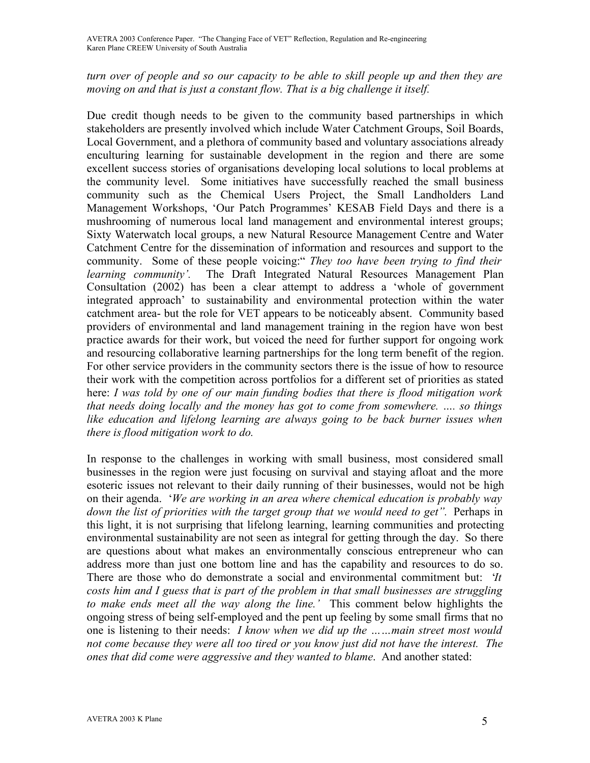*turn over of people and so our capacity to be able to skill people up and then they are moving on and that is just a constant flow. That is a big challenge it itself.*

Due credit though needs to be given to the community based partnerships in which stakeholders are presently involved which include Water Catchment Groups, Soil Boards, Local Government, and a plethora of community based and voluntary associations already enculturing learning for sustainable development in the region and there are some excellent success stories of organisations developing local solutions to local problems at the community level. Some initiatives have successfully reached the small business community such as the Chemical Users Project, the Small Landholders Land Management Workshops, 'Our Patch Programmes' KESAB Field Days and there is a mushrooming of numerous local land management and environmental interest groups; Sixty Waterwatch local groups, a new Natural Resource Management Centre and Water Catchment Centre for the dissemination of information and resources and support to the community. Some of these people voicing:" *They too have been trying to find their learning community'.* The Draft Integrated Natural Resources Management Plan Consultation (2002) has been a clear attempt to address a 'whole of government integrated approach' to sustainability and environmental protection within the water catchment area- but the role for VET appears to be noticeably absent. Community based providers of environmental and land management training in the region have won best practice awards for their work, but voiced the need for further support for ongoing work and resourcing collaborative learning partnerships for the long term benefit of the region. For other service providers in the community sectors there is the issue of how to resource their work with the competition across portfolios for a different set of priorities as stated here: *I was told by one of our main funding bodies that there is flood mitigation work that needs doing locally and the money has got to come from somewhere. …. so things like education and lifelong learning are always going to be back burner issues when there is flood mitigation work to do.*

In response to the challenges in working with small business, most considered small businesses in the region were just focusing on survival and staying afloat and the more esoteric issues not relevant to their daily running of their businesses, would not be high on their agenda. '*We are working in an area where chemical education is probably way down the list of priorities with the target group that we would need to get".* Perhaps in this light, it is not surprising that lifelong learning, learning communities and protecting environmental sustainability are not seen as integral for getting through the day. So there are questions about what makes an environmentally conscious entrepreneur who can address more than just one bottom line and has the capability and resources to do so. There are those who do demonstrate a social and environmental commitment but: *'It costs him and I guess that is part of the problem in that small businesses are struggling to make ends meet all the way along the line.'* This comment below highlights the ongoing stress of being self-employed and the pent up feeling by some small firms that no one is listening to their needs: *I know when we did up the ……main street most would not come because they were all too tired or you know just did not have the interest. The ones that did come were aggressive and they wanted to blame*. And another stated: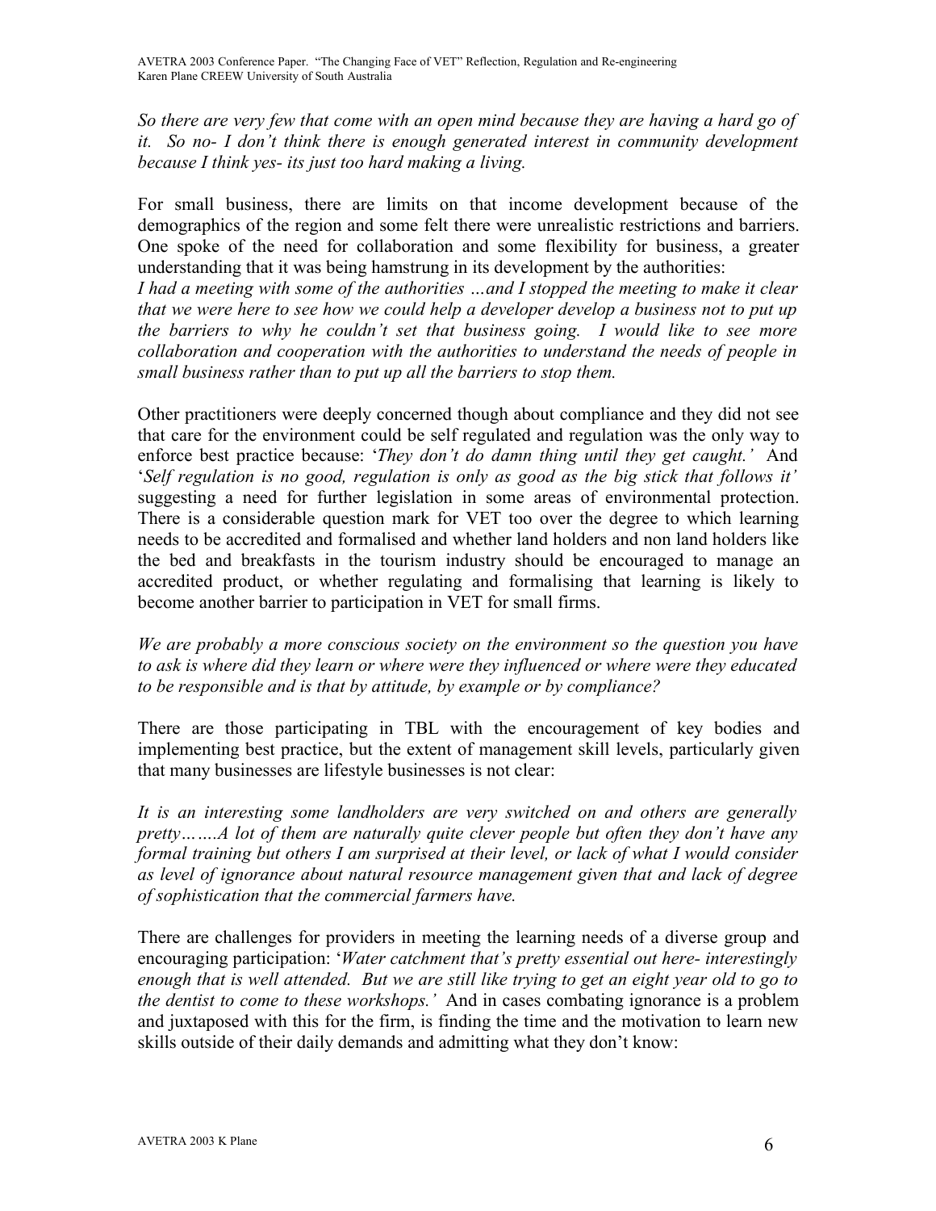*So there are very few that come with an open mind because they are having a hard go of it. So no- I don't think there is enough generated interest in community development because I think yes- its just too hard making a living.*

For small business, there are limits on that income development because of the demographics of the region and some felt there were unrealistic restrictions and barriers. One spoke of the need for collaboration and some flexibility for business, a greater understanding that it was being hamstrung in its development by the authorities:

*I had a meeting with some of the authorities …and I stopped the meeting to make it clear that we were here to see how we could help a developer develop a business not to put up the barriers to why he couldn't set that business going. I would like to see more collaboration and cooperation with the authorities to understand the needs of people in small business rather than to put up all the barriers to stop them.*

Other practitioners were deeply concerned though about compliance and they did not see that care for the environment could be self regulated and regulation was the only way to enforce best practice because: '*They don't do damn thing until they get caught.*' And '*Self regulation is no good, regulation is only as good as the big stick that follows it*' suggesting a need for further legislation in some areas of environmental protection. There is a considerable question mark for VET too over the degree to which learning needs to be accredited and formalised and whether land holders and non land holders like the bed and breakfasts in the tourism industry should be encouraged to manage an accredited product, or whether regulating and formalising that learning is likely to become another barrier to participation in VET for small firms.

*We are probably a more conscious society on the environment so the question you have to ask is where did they learn or where were they influenced or where were they educated to be responsible and is that by attitude, by example or by compliance?*

There are those participating in TBL with the encouragement of key bodies and implementing best practice, but the extent of management skill levels, particularly given that many businesses are lifestyle businesses is not clear:

*It is an interesting some landholders are very switched on and others are generally pretty…….A lot of them are naturally quite clever people but often they don't have any formal training but others I am surprised at their level, or lack of what I would consider as level of ignorance about natural resource management given that and lack of degree of sophistication that the commercial farmers have.*

There are challenges for providers in meeting the learning needs of a diverse group and encouraging participation: '*Water catchment that's pretty essential out here- interestingly enough that is well attended. But we are still like trying to get an eight year old to go to the dentist to come to these workshops.*' And in cases combating ignorance is a problem and juxtaposed with this for the firm, is finding the time and the motivation to learn new skills outside of their daily demands and admitting what they don't know: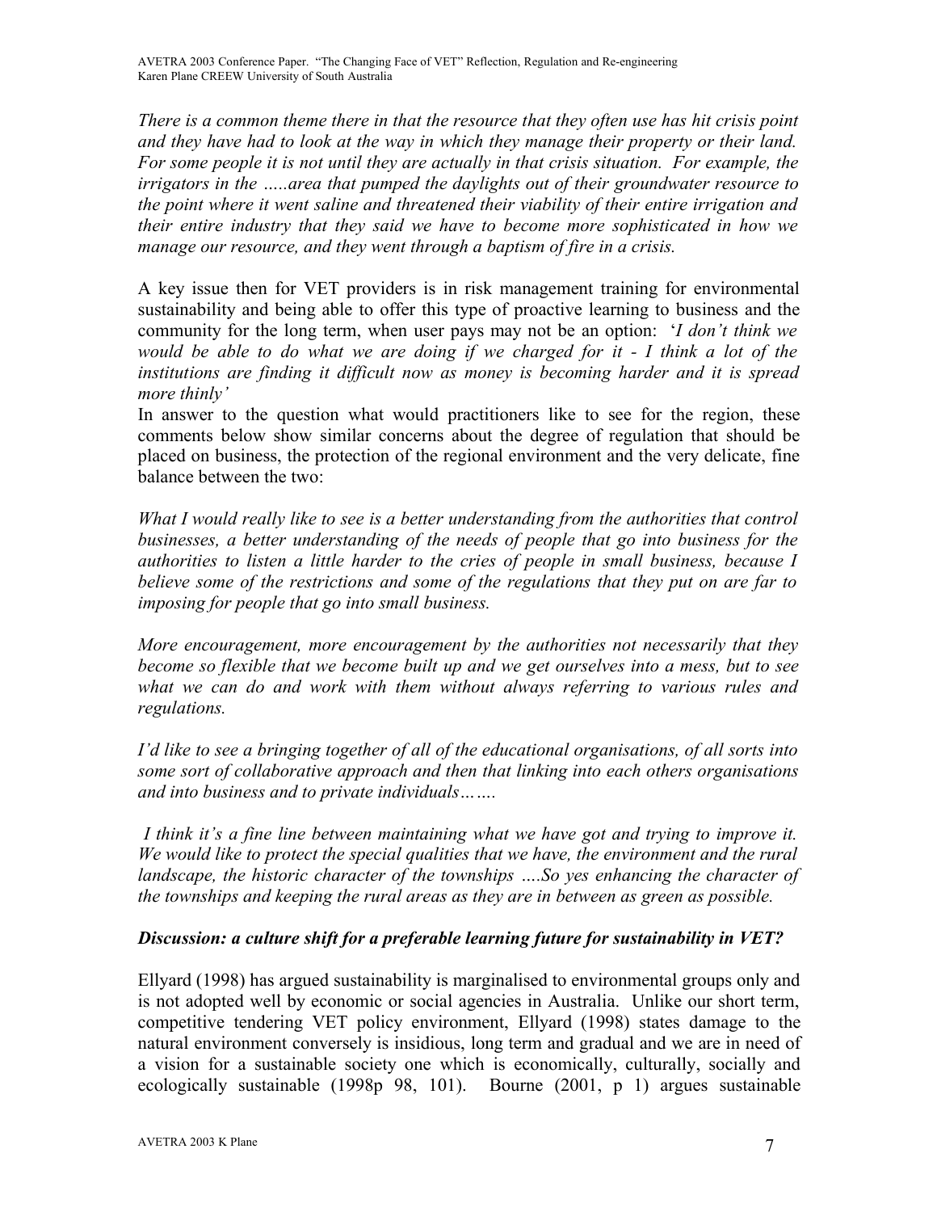*There is a common theme there in that the resource that they often use has hit crisis point and they have had to look at the way in which they manage their property or their land. For some people it is not until they are actually in that crisis situation. For example, the irrigators in the …..area that pumped the daylights out of their groundwater resource to the point where it went saline and threatened their viability of their entire irrigation and their entire industry that they said we have to become more sophisticated in how we manage our resource, and they went through a baptism of fire in a crisis.*

A key issue then for VET providers is in risk management training for environmental sustainability and being able to offer this type of proactive learning to business and the community for the long term, when user pays may not be an option: '*I don't think we would be able to do what we are doing if we charged for it - I think a lot of the institutions are finding it difficult now as money is becoming harder and it is spread more thinly'*

In answer to the question what would practitioners like to see for the region, these comments below show similar concerns about the degree of regulation that should be placed on business, the protection of the regional environment and the very delicate, fine balance between the two:

*What I would really like to see is a better understanding from the authorities that control businesses, a better understanding of the needs of people that go into business for the authorities to listen a little harder to the cries of people in small business, because I believe some of the restrictions and some of the regulations that they put on are far to imposing for people that go into small business.*

*More encouragement, more encouragement by the authorities not necessarily that they become so flexible that we become built up and we get ourselves into a mess, but to see what we can do and work with them without always referring to various rules and regulations.*

*I'd like to see a bringing together of all of the educational organisations, of all sorts into some sort of collaborative approach and then that linking into each others organisations and into business and to private individuals…….*

*I think it's a fine line between maintaining what we have got and trying to improve it. We would like to protect the special qualities that we have, the environment and the rural landscape, the historic character of the townships ….So yes enhancing the character of the townships and keeping the rural areas as they are in between as green as possible.*

### *Discussion: a culture shift for a preferable learning future for sustainability in VET?*

Ellyard (1998) has argued sustainability is marginalised to environmental groups only and is not adopted well by economic or social agencies in Australia. Unlike our short term, competitive tendering VET policy environment, Ellyard (1998) states damage to the natural environment conversely is insidious, long term and gradual and we are in need of a vision for a sustainable society one which is economically, culturally, socially and ecologically sustainable (1998p 98, 101). Bourne (2001, p 1) argues sustainable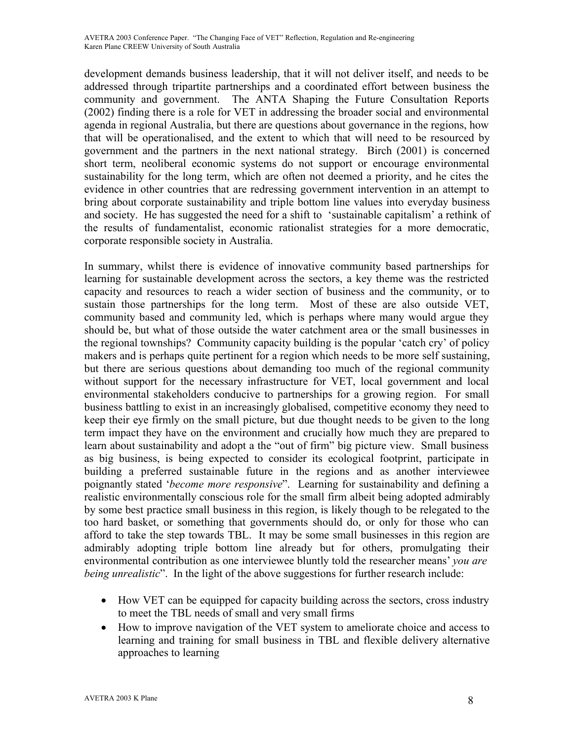development demands business leadership, that it will not deliver itself, and needs to be addressed through tripartite partnerships and a coordinated effort between business the community and government. The ANTA Shaping the Future Consultation Reports (2002) finding there is a role for VET in addressing the broader social and environmental agenda in regional Australia, but there are questions about governance in the regions, how that will be operationalised, and the extent to which that will need to be resourced by government and the partners in the next national strategy. Birch (2001) is concerned short term, neoliberal economic systems do not support or encourage environmental sustainability for the long term, which are often not deemed a priority, and he cites the evidence in other countries that are redressing government intervention in an attempt to bring about corporate sustainability and triple bottom line values into everyday business and society. He has suggested the need for a shift to 'sustainable capitalism' a rethink of the results of fundamentalist, economic rationalist strategies for a more democratic, corporate responsible society in Australia.

In summary, whilst there is evidence of innovative community based partnerships for learning for sustainable development across the sectors, a key theme was the restricted capacity and resources to reach a wider section of business and the community, or to sustain those partnerships for the long term. Most of these are also outside VET, community based and community led, which is perhaps where many would argue they should be, but what of those outside the water catchment area or the small businesses in the regional townships? Community capacity building is the popular 'catch cry' of policy makers and is perhaps quite pertinent for a region which needs to be more self sustaining, but there are serious questions about demanding too much of the regional community without support for the necessary infrastructure for VET, local government and local environmental stakeholders conducive to partnerships for a growing region. For small business battling to exist in an increasingly globalised, competitive economy they need to keep their eye firmly on the small picture, but due thought needs to be given to the long term impact they have on the environment and crucially how much they are prepared to learn about sustainability and adopt a the "out of firm" big picture view. Small business as big business, is being expected to consider its ecological footprint, participate in building a preferred sustainable future in the regions and as another interviewee poignantly stated '*become more responsive*". Learning for sustainability and defining a realistic environmentally conscious role for the small firm albeit being adopted admirably by some best practice small business in this region, is likely though to be relegated to the too hard basket, or something that governments should do, or only for those who can afford to take the step towards TBL. It may be some small businesses in this region are admirably adopting triple bottom line already but for others, promulgating their environmental contribution as one interviewee bluntly told the researcher means' *you are being unrealistic*". In the light of the above suggestions for further research include:

- How VET can be equipped for capacity building across the sectors, cross industry to meet the TBL needs of small and very small firms
- How to improve navigation of the VET system to ameliorate choice and access to learning and training for small business in TBL and flexible delivery alternative approaches to learning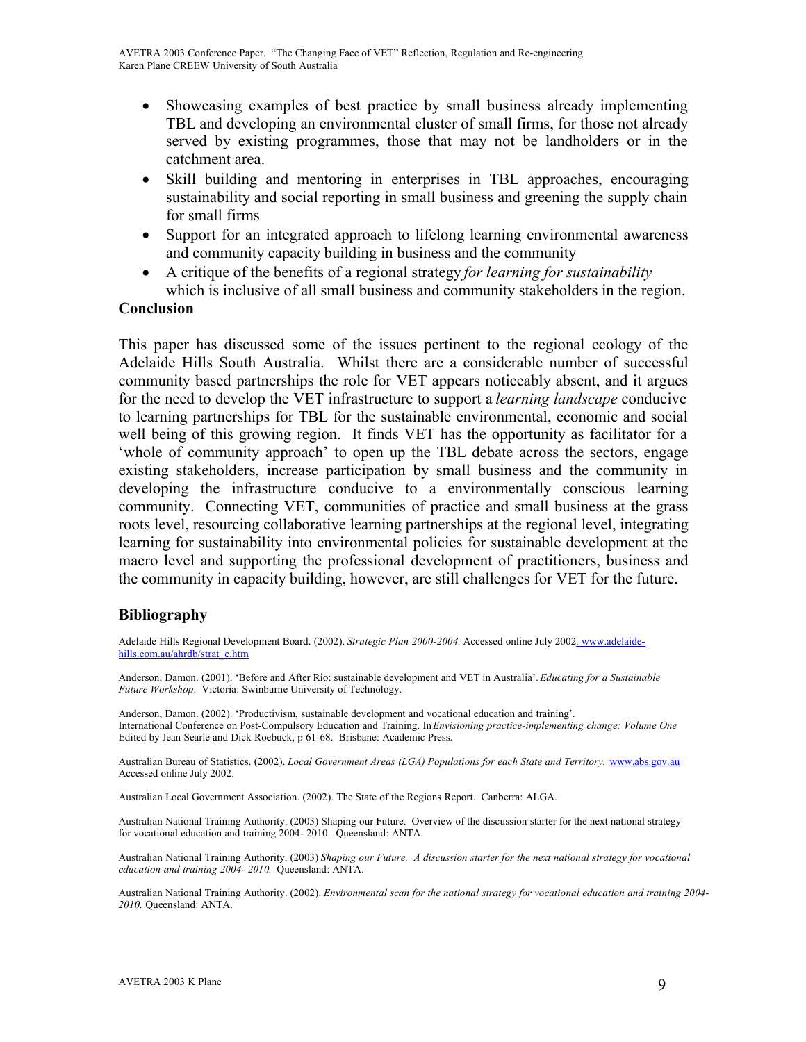- Showcasing examples of best practice by small business already implementing TBL and developing an environmental cluster of small firms, for those not already served by existing programmes, those that may not be landholders or in the catchment area.
- Skill building and mentoring in enterprises in TBL approaches, encouraging sustainability and social reporting in small business and greening the supply chain for small firms
- Support for an integrated approach to lifelong learning environmental awareness and community capacity building in business and the community
- A critique of the benefits of a regional strategy *for learning for sustainability* which is inclusive of all small business and community stakeholders in the region.

**Conclusion**

This paper has discussed some of the issues pertinent to the regional ecology of the Adelaide Hills South Australia. Whilst there are a considerable number of successful community based partnerships the role for VET appears noticeably absent, and it argues for the need to develop the VET infrastructure to support a *learning landscape* conducive to learning partnerships for TBL for the sustainable environmental, economic and social well being of this growing region. It finds VET has the opportunity as facilitator for a 'whole of community approach' to open up the TBL debate across the sectors, engage existing stakeholders, increase participation by small business and the community in developing the infrastructure conducive to a environmentally conscious learning community. Connecting VET, communities of practice and small business at the grass roots level, resourcing collaborative learning partnerships at the regional level, integrating learning for sustainability into environmental policies for sustainable development at the macro level and supporting the professional development of practitioners, business and the community in capacity building, however, are still challenges for VET for the future.

## Bibliography

Adelaide Hills Regional Development Board. (2002). *Strategic Plan 2000-2004.* Accessed online July 2002. www.adelaide-hills.com.au/ahrdb/strat_c.htm

Anderson, Damon. (2001). 'Before and After Rio: sustainable development and VET in Australia'. *Educating for a Sustainable Future Workshop*. Victoria: Swinburne University of Technology.

Anderson, Damon. (2002). 'Productivism, sustainable development and vocational education and training'. International Conference on Post-Compulsory Education and Training. In *Envisioning practice-implementing change: Volume One* Edited by Jean Searle and Dick Roebuck, p 61-68. Brisbane: Academic Press.

Australian Bureau of Statistics. (2002). *Local Government Areas (LGA) Populations for each State and Territory.* www.abs.gov.au Accessed online July 2002.

Australian Local Government Association. (2002). The State of the Regions Report. Canberra: ALGA.

Australian National Training Authority. (2003) Shaping our Future. Overview of the discussion starter for the next national strategy for vocational education and training 2004- 2010. Queensland: ANTA.

Australian National Training Authority. (2003) *Shaping our Future. A discussion starter for the next national strategy for vocational education and training 2004- 2010.* Queensland: ANTA.

Australian National Training Authority. (2002). *Environmental scan for the national strategy for vocational education and training 2004-2010.* Queensland: ANTA.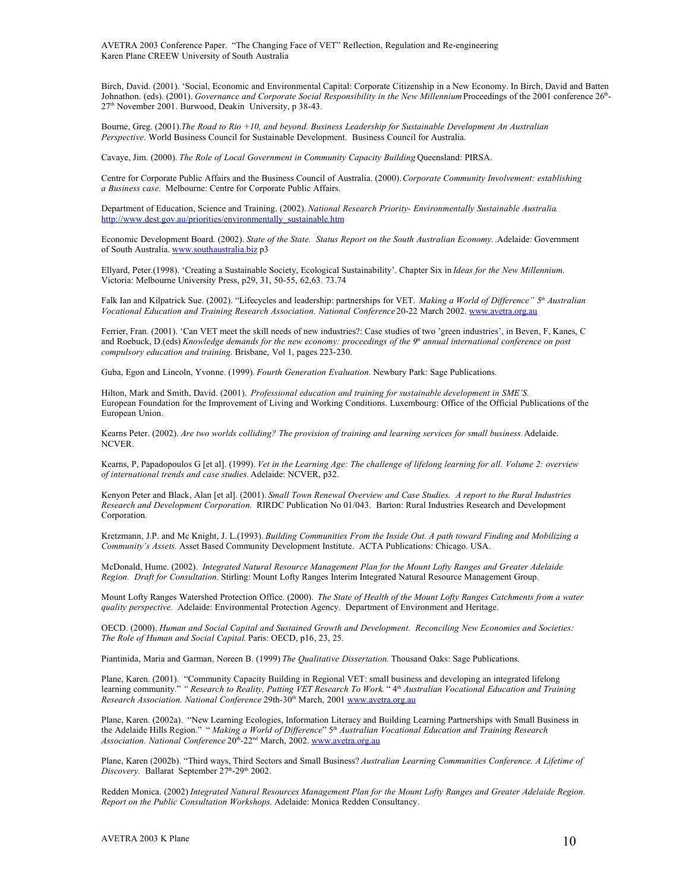Birch, David. (2001). 'Social, Economic and Environmental Capital: Corporate Citizenship in a New Economy. In Birch, David and Batten Johnathon. (eds). (2001). *Governance and Corporate Social Responsibility in the New Millennium* Proceedings of the 2001 conference 26th-27th November 2001. Burwood, Deakin University, p 38-43.

Bourne, Greg. (2001).*The Road to Rio +10, and beyond. Business Leadership for Sustainable Development An Australian Perspective*. World Business Council for Sustainable Development. Business Council for Australia.

Cavaye, Jim. (2000). *The Role of Local Government in Community Capacity Building* Queensland: PIRSA.

Centre for Corporate Public Affairs and the Business Council of Australia. (2000). *Corporate Community Involvement: establishing a Business case*. Melbourne: Centre for Corporate Public Affairs.

Department of Education, Science and Training. (2002). *National Research Priority- Environmentally Sustainable Australia*. http://www.dest.gov.au/priorities/environmentally_sustainable.htm

Economic Development Board. (2002). *State of the State. Status Report on the South Australian Economy*. .Adelaide: Government of South Australia. www.southaustralia.biz p3

Ellyard, Peter.(1998). 'Creating a Sustainable Society, Ecological Sustainability'. Chapter Six in *Ideas for the New Millennium*. Victoria: Melbourne University Press, p29, 31, 50-55, 62,63. 73.74

Falk Ian and Kilpatrick Sue. (2002). "Lifecycles and leadership: partnerships for VET. *Making a World of Difference" 5th Australian Vocational Education and Training Research Association. National Conference* 20-22 March 2002. www.avetra.org.au

Ferrier, Fran. (2001). 'Can VET meet the skill needs of new industries?: Case studies of two 'green industries', in Beven, F, Kanes, C and Roebuck, D.(eds) *Knowledge demands for the new economy: proceedings of the 9th annual international conference on post compulsory education and training*. Brisbane, Vol 1, pages 223-230.

Guba, Egon and Lincoln, Yvonne. (1999). *Fourth Generation Evaluation*. Newbury Park: Sage Publications.

Hilton, Mark and Smith, David. (2001). *Professional education and training for sustainable development in SME'S.* European Foundation for the Improvement of Living and Working Conditions. Luxembourg: Office of the Official Publications of the European Union.

Kearns Peter. (2002). *Are two worlds colliding? The provision of training and learning services for small business.* Adelaide. NCVER.

Kearns, P, Papadopoulos G [et al]. (1999). *Vet in the Learning Age: The challenge of lifelong learning for all. Volume 2: overview of international trends and case studies.* Adelaide: NCVER, p32.

Kenyon Peter and Black, Alan [et al]. (2001). *Small Town Renewal Overview and Case Studies. A report to the Rural Industries Research and Development Corporation*. RIRDC Publication No 01/043. Barton: Rural Industries Research and Development Corporation.

Kretzmann, J.P. and Mc Knight, J. L.(1993). *Building Communities From the Inside Out. A path toward Finding and Mobilizing a Community's Assets.* Asset Based Community Development Institute. ACTA Publications: Chicago. USA.

McDonald, Hume. (2002). *Integrated Natural Resource Management Plan for the Mount Lofty Ranges and Greater Adelaide Region. Draft for Consultation.* Stirling: Mount Lofty Ranges Interim Integrated Natural Resource Management Group.

Mount Lofty Ranges Watershed Protection Office. (2000). *The State of Health of the Mount Lofty Ranges Catchments from a water quality perspective.* Adelaide: Environmental Protection Agency. Department of Environment and Heritage.

OECD. (2000). *Human and Social Capital and Sustained Growth and Development. Reconciling New Economies and Societies: The Role of Human and Social Capital*. Paris: OECD, p16, 23, 25.

Piantinida, Maria and Garman, Noreen B. (1999) *The Qualitative Dissertation.* Thousand Oaks: Sage Publications.

Plane, Karen. (2001). "Community Capacity Building in Regional VET: small business and developing an integrated lifelong learning community." *" Research to Reality, Putting VET Research To Work.* " 4th *Australian Vocational Education and Training Research Association. National Conference* 29th-30th March, 2001 www.avetra.org.au

Plane, Karen. (2002a). "New Learning Ecologies, Information Literacy and Building Learning Partnerships with Small Business in the Adelaide Hills Region." " *Making a World of Difference*" 5th *Australian Vocational Education and Training Research Association. National Conference* 20th-22nd March, 2002. www.avetra.org.au

Plane, Karen (2002b). "Third ways, Third Sectors and Small Business? *Australian Learning Communities Conference. A Lifetime of Discovery.* Ballarat September 27th-29th 2002.

Redden Monica. (2002) *Integrated Natural Resources Management Plan for the Mount Lofty Ranges and Greater Adelaide Region. Report on the Public Consultation Workshops.* Adelaide: Monica Redden Consultancy.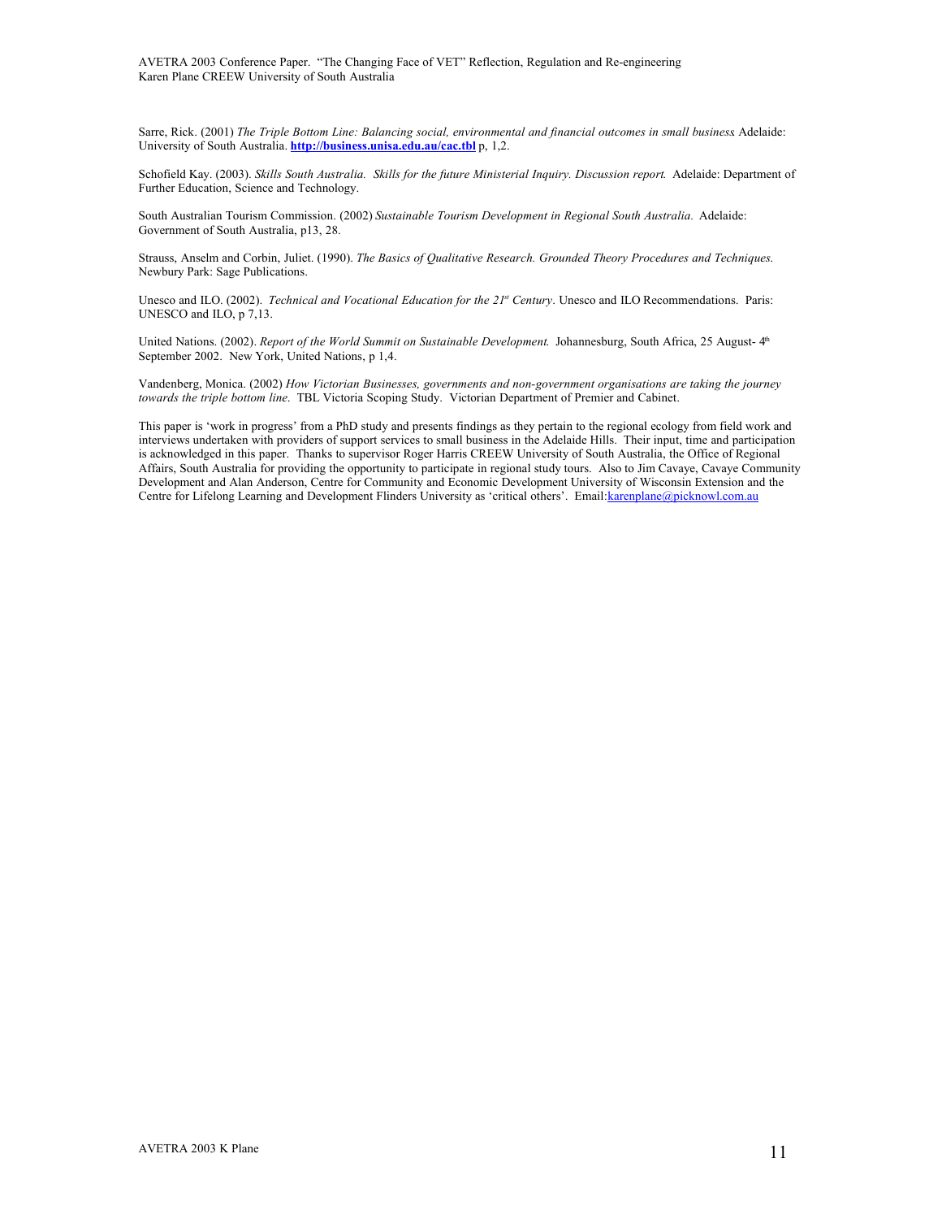Sarre, Rick. (2001) *The Triple Bottom Line: Balancing social, environmental and financial outcomes in small business*. Adelaide: University of South Australia. **http://business.unisa.edu.au/cac.tbl** p, 1,2.

Schofield Kay. (2003). *Skills South Australia. Skills for the future Ministerial Inquiry. Discussion report.* Adelaide: Department of Further Education, Science and Technology.

South Australian Tourism Commission. (2002) *Sustainable Tourism Development in Regional South Australia.* Adelaide: Government of South Australia, p13, 28.

Strauss, Anselm and Corbin, Juliet. (1990). *The Basics of Qualitative Research. Grounded Theory Procedures and Techniques.* Newbury Park: Sage Publications.

Unesco and ILO. (2002). *Technical and Vocational Education for the 21st Century*. Unesco and ILO Recommendations. Paris: UNESCO and ILO, p 7,13.

United Nations. (2002). *Report of the World Summit on Sustainable Development.* Johannesburg, South Africa, 25 August- 4th September 2002. New York, United Nations, p 1,4.

Vandenberg, Monica. (2002) *How Victorian Businesses, governments and non-government organisations are taking the journey towards the triple bottom line*. TBL Victoria Scoping Study. Victorian Department of Premier and Cabinet.

This paper is 'work in progress' from a PhD study and presents findings as they pertain to the regional ecology from field work and interviews undertaken with providers of support services to small business in the Adelaide Hills. Their input, time and participation is acknowledged in this paper. Thanks to supervisor Roger Harris CREEW University of South Australia, the Office of Regional Affairs, South Australia for providing the opportunity to participate in regional study tours. Also to Jim Cavaye, Cavaye Community Development and Alan Anderson, Centre for Community and Economic Development University of Wisconsin Extension and the Centre for Lifelong Learning and Development Flinders University as 'critical others'. Email:karenplane@picknowl.com.au